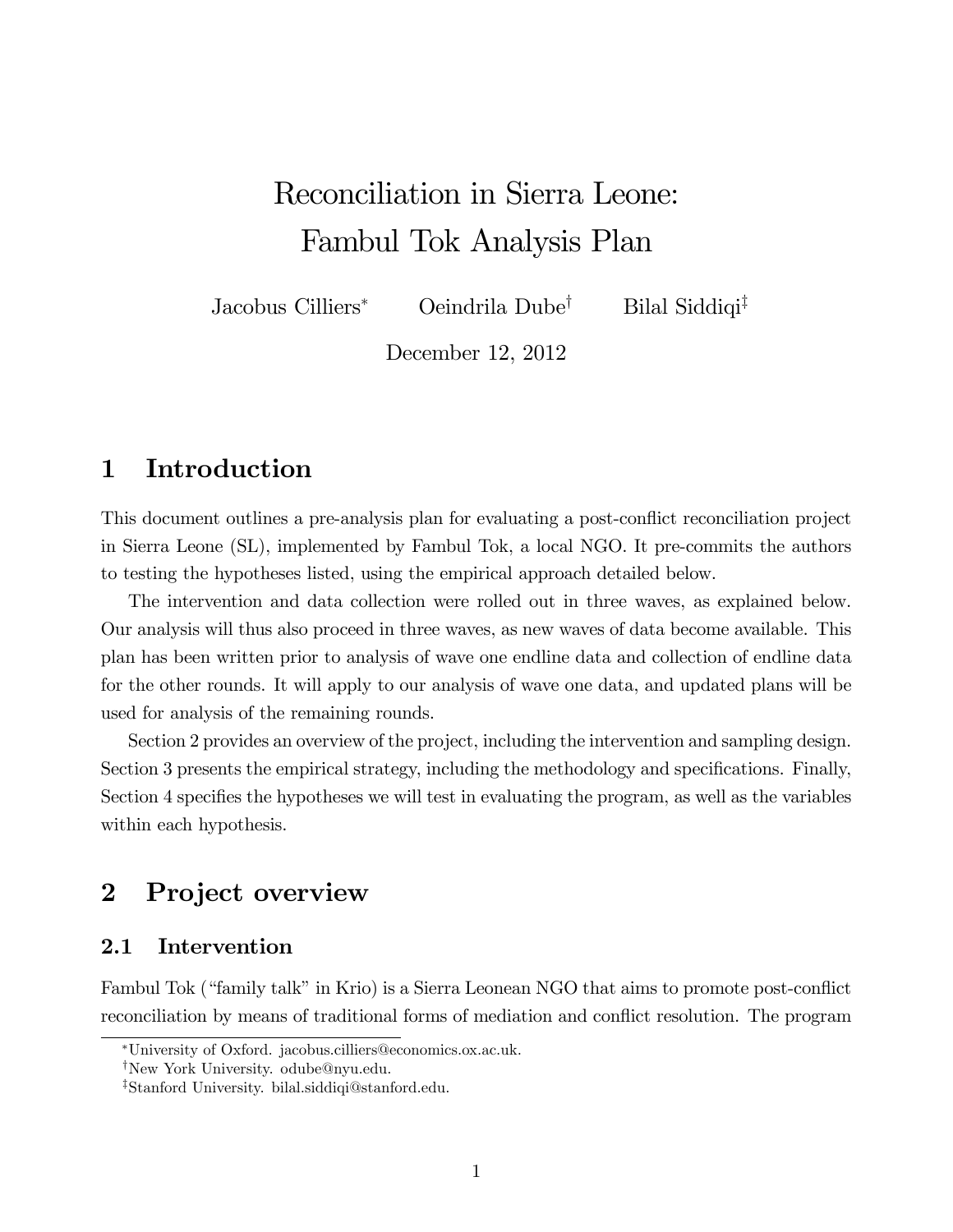# Reconciliation in Sierra Leone: Fambul Tok Analysis Plan

Jacobus Cilliers[*] Oeindrila Dube[†] Bilal Siddiqi[‡]

December 12, 2012

## 1 Introduction

This document outlines a pre-analysis plan for evaluating a post-conflict reconciliation project in Sierra Leone (SL), implemented by Fambul Tok, a local NGO. It pre-commits the authors to testing the hypotheses listed, using the empirical approach detailed below.

The intervention and data collection were rolled out in three waves, as explained below. Our analysis will thus also proceed in three waves, as new waves of data become available. This plan has been written prior to analysis of wave one endline data and collection of endline data for the other rounds. It will apply to our analysis of wave one data, and updated plans will be used for analysis of the remaining rounds.

Section 2 provides an overview of the project, including the intervention and sampling design. Section 3 presents the empirical strategy, including the methodology and specifications. Finally, Section 4 specifies the hypotheses we will test in evaluating the program, as well as the variables within each hypothesis.

## 2 Project overview

### 2.1 Intervention

Fambul Tok ("family talk" in Krio) is a Sierra Leonean NGO that aims to promote post-conflict reconciliation by means of traditional forms of mediation and conflict resolution. The program

[*] University of Oxford. jacobus.cilliers@economics.ox.ac.uk.

[†] New York University. odube@nyu.edu.

[‡] Stanford University. bilal.siddiqi@stanford.edu.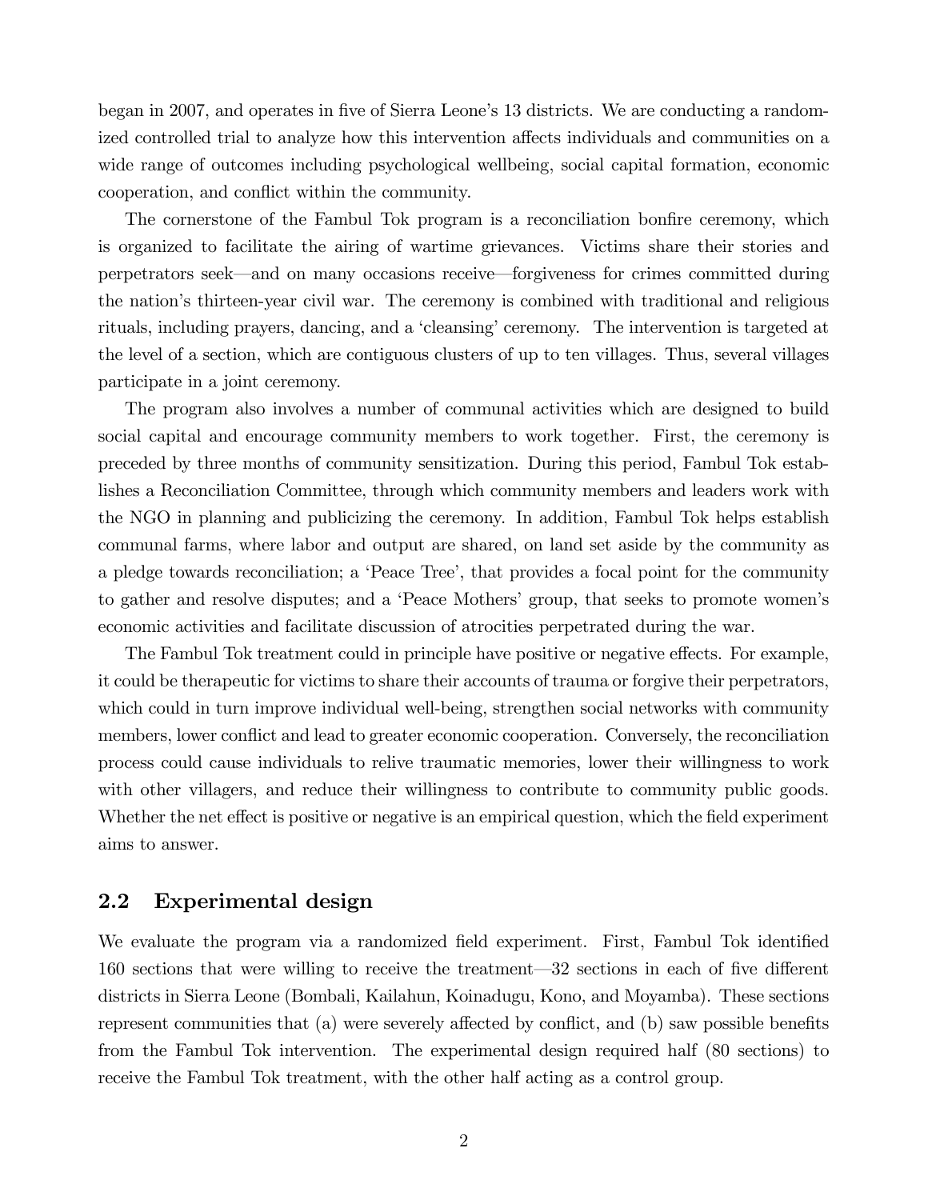began in 2007, and operates in five of Sierra Leone's 13 districts. We are conducting a randomized controlled trial to analyze how this intervention affects individuals and communities on a wide range of outcomes including psychological wellbeing, social capital formation, economic cooperation, and conflict within the community.

The cornerstone of the Fambul Tok program is a reconciliation bonfire ceremony, which is organized to facilitate the airing of wartime grievances. Victims share their stories and perpetrators seek—and on many occasions receive—forgiveness for crimes committed during the nation's thirteen-year civil war. The ceremony is combined with traditional and religious rituals, including prayers, dancing, and a 'cleansing' ceremony. The intervention is targeted at the level of a section, which are contiguous clusters of up to ten villages. Thus, several villages participate in a joint ceremony.

The program also involves a number of communal activities which are designed to build social capital and encourage community members to work together. First, the ceremony is preceded by three months of community sensitization. During this period, Fambul Tok establishes a Reconciliation Committee, through which community members and leaders work with the NGO in planning and publicizing the ceremony. In addition, Fambul Tok helps establish communal farms, where labor and output are shared, on land set aside by the community as a pledge towards reconciliation; a 'Peace Tree', that provides a focal point for the community to gather and resolve disputes; and a 'Peace Mothers' group, that seeks to promote women's economic activities and facilitate discussion of atrocities perpetrated during the war.

The Fambul Tok treatment could in principle have positive or negative effects. For example, it could be therapeutic for victims to share their accounts of trauma or forgive their perpetrators, which could in turn improve individual well-being, strengthen social networks with community members, lower conflict and lead to greater economic cooperation. Conversely, the reconciliation process could cause individuals to relive traumatic memories, lower their willingness to work with other villagers, and reduce their willingness to contribute to community public goods. Whether the net effect is positive or negative is an empirical question, which the field experiment aims to answer.

## 2.2 Experimental design

We evaluate the program via a randomized field experiment. First, Fambul Tok identified 160 sections that were willing to receive the treatment—32 sections in each of five different districts in Sierra Leone (Bombali, Kailahun, Koinadugu, Kono, and Moyamba). These sections represent communities that (a) were severely affected by conflict, and (b) saw possible benefits from the Fambul Tok intervention. The experimental design required half (80 sections) to receive the Fambul Tok treatment, with the other half acting as a control group.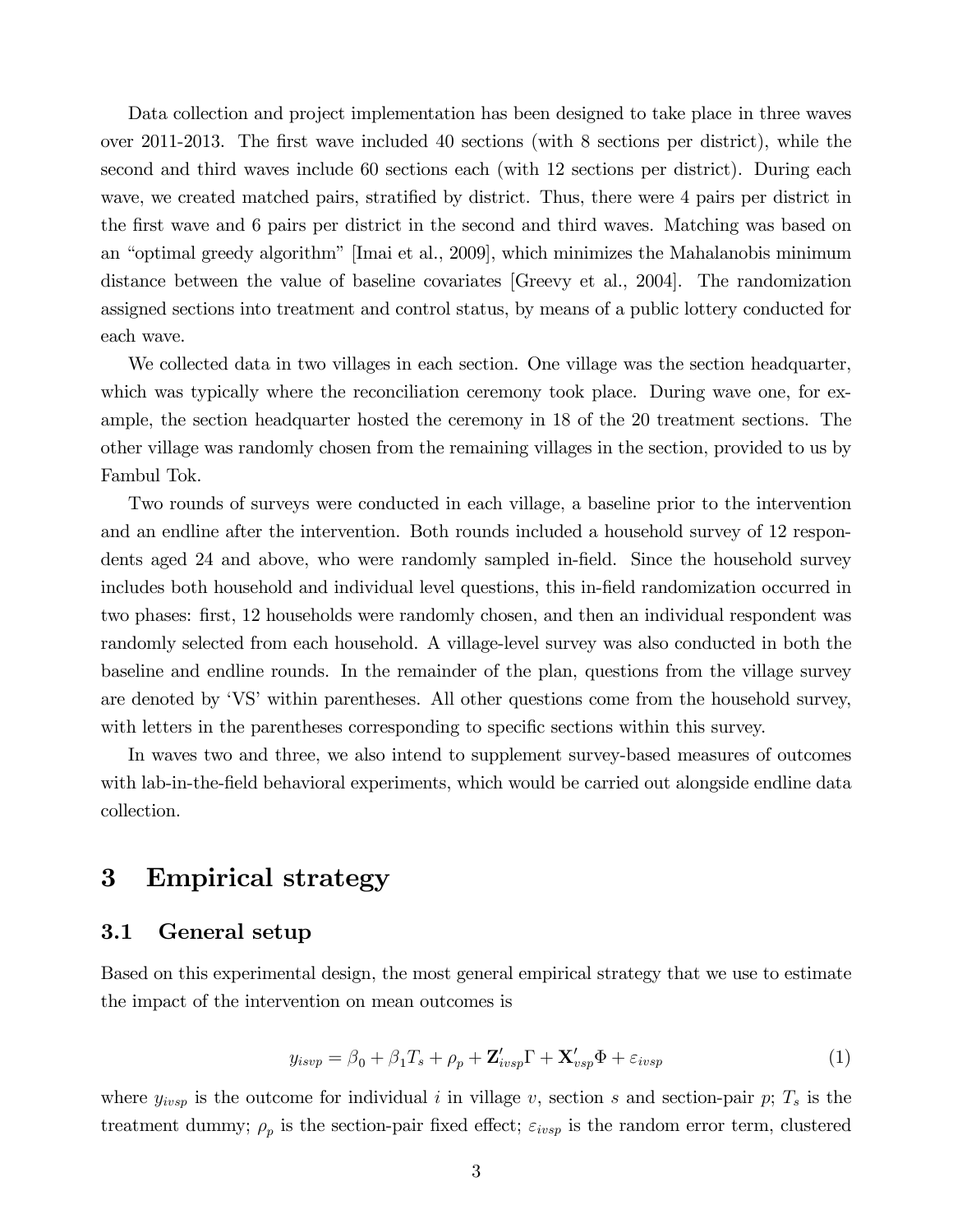Data collection and project implementation has been designed to take place in three waves over 2011-2013. The first wave included 40 sections (with 8 sections per district), while the second and third waves include 60 sections each (with 12 sections per district). During each wave, we created matched pairs, stratified by district. Thus, there were 4 pairs per district in the first wave and 6 pairs per district in the second and third waves. Matching was based on an "optimal greedy algorithm" [Imai et al., 2009], which minimizes the Mahalanobis minimum distance between the value of baseline covariates [Greevy et al., 2004]. The randomization assigned sections into treatment and control status, by means of a public lottery conducted for each wave.

We collected data in two villages in each section. One village was the section headquarter, which was typically where the reconciliation ceremony took place. During wave one, for example, the section headquarter hosted the ceremony in 18 of the 20 treatment sections. The other village was randomly chosen from the remaining villages in the section, provided to us by Fambul Tok.

Two rounds of surveys were conducted in each village, a baseline prior to the intervention and an endline after the intervention. Both rounds included a household survey of 12 respondents aged 24 and above, who were randomly sampled in-field. Since the household survey includes both household and individual level questions, this in-field randomization occurred in two phases: first, 12 households were randomly chosen, and then an individual respondent was randomly selected from each household. A village-level survey was also conducted in both the baseline and endline rounds. In the remainder of the plan, questions from the village survey are denoted by 'VS' within parentheses. All other questions come from the household survey, with letters in the parentheses corresponding to specific sections within this survey.

In waves two and three, we also intend to supplement survey-based measures of outcomes with lab-in-the-field behavioral experiments, which would be carried out alongside endline data collection.

# 3 Empirical strategy

## 3.1 General setup

Based on this experimental design, the most general empirical strategy that we use to estimate the impact of the intervention on mean outcomes is

$$y_{isvp} = \beta_0 + \beta_1 T_s + \rho_p + \mathbf{Z}'_{ivsp}\Gamma + \mathbf{X}'_{vsp}\Phi + \varepsilon_{ivsp} \tag{1}$$

where $y_{ivsp}$ is the outcome for individual $i$ in village $v$, section $s$ and section-pair $p$; $T_s$ is the treatment dummy; $\rho_p$ is the section-pair fixed effect; $\varepsilon_{ivsp}$ is the random error term, clustered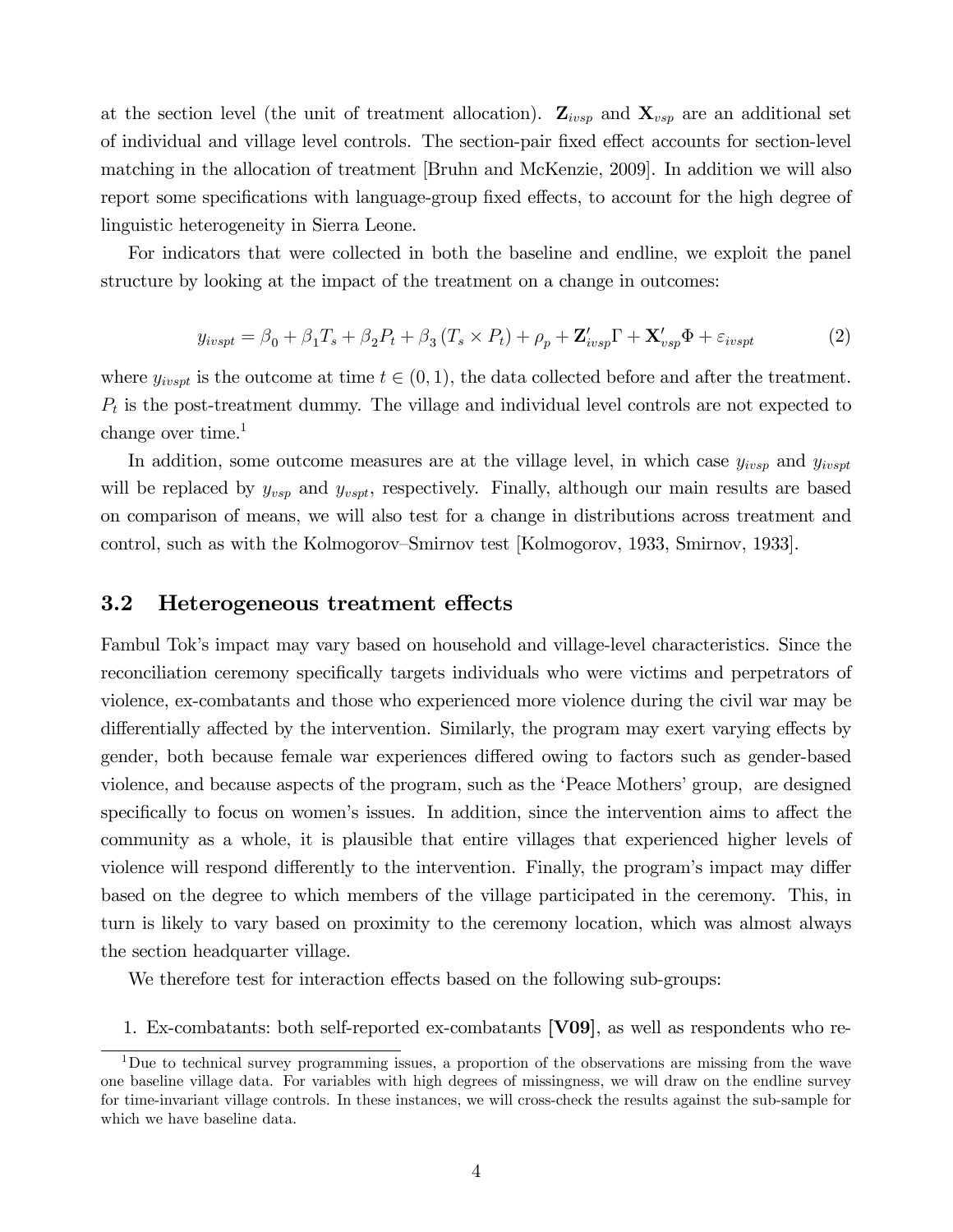at the section level (the unit of treatment allocation). $\mathbf{Z}_{ivsp}$ and $\mathbf{X}_{vsp}$ are an additional set of individual and village level controls. The section-pair fixed effect accounts for section-level matching in the allocation of treatment [Bruhn and McKenzie, 2009]. In addition we will also report some specifications with language-group fixed effects, to account for the high degree of linguistic heterogeneity in Sierra Leone.

For indicators that were collected in both the baseline and endline, we exploit the panel structure by looking at the impact of the treatment on a change in outcomes:

$$y_{ivspt} = \beta_0 + \beta_1 T_s + \beta_2 P_t + \beta_3 (T_s \times P_t) + \rho_p + \mathbf{Z}'_{ivsp}\Gamma + \mathbf{X}'_{vsp}\Phi + \varepsilon_{ivspt} \tag{2}$$

where $y_{ivspt}$ is the outcome at time $t \in (0, 1)$, the data collected before and after the treatment. $P_t$ is the post-treatment dummy. The village and individual level controls are not expected to change over time.[1]

In addition, some outcome measures are at the village level, in which case $y_{ivsp}$ and $y_{ivspt}$ will be replaced by $y_{vsp}$ and $y_{vspt}$, respectively. Finally, although our main results are based on comparison of means, we will also test for a change in distributions across treatment and control, such as with the Kolmogorov–Smirnov test [Kolmogorov, 1933, Smirnov, 1933].

## 3.2 Heterogeneous treatment effects

Fambul Tok's impact may vary based on household and village-level characteristics. Since the reconciliation ceremony specifically targets individuals who were victims and perpetrators of violence, ex-combatants and those who experienced more violence during the civil war may be differentially affected by the intervention. Similarly, the program may exert varying effects by gender, both because female war experiences differed owing to factors such as gender-based violence, and because aspects of the program, such as the 'Peace Mothers' group, are designed specifically to focus on women's issues. In addition, since the intervention aims to affect the community as a whole, it is plausible that entire villages that experienced higher levels of violence will respond differently to the intervention. Finally, the program's impact may differ based on the degree to which members of the village participated in the ceremony. This, in turn is likely to vary based on proximity to the ceremony location, which was almost always the section headquarter village.

We therefore test for interaction effects based on the following sub-groups:

1. Ex-combatants: both self-reported ex-combatants **[V09]**, as well as respondents who re-

[1] Due to technical survey programming issues, a proportion of the observations are missing from the wave one baseline village data. For variables with high degrees of missingness, we will draw on the endline survey for time-invariant village controls. In these instances, we will cross-check the results against the sub-sample for which we have baseline data.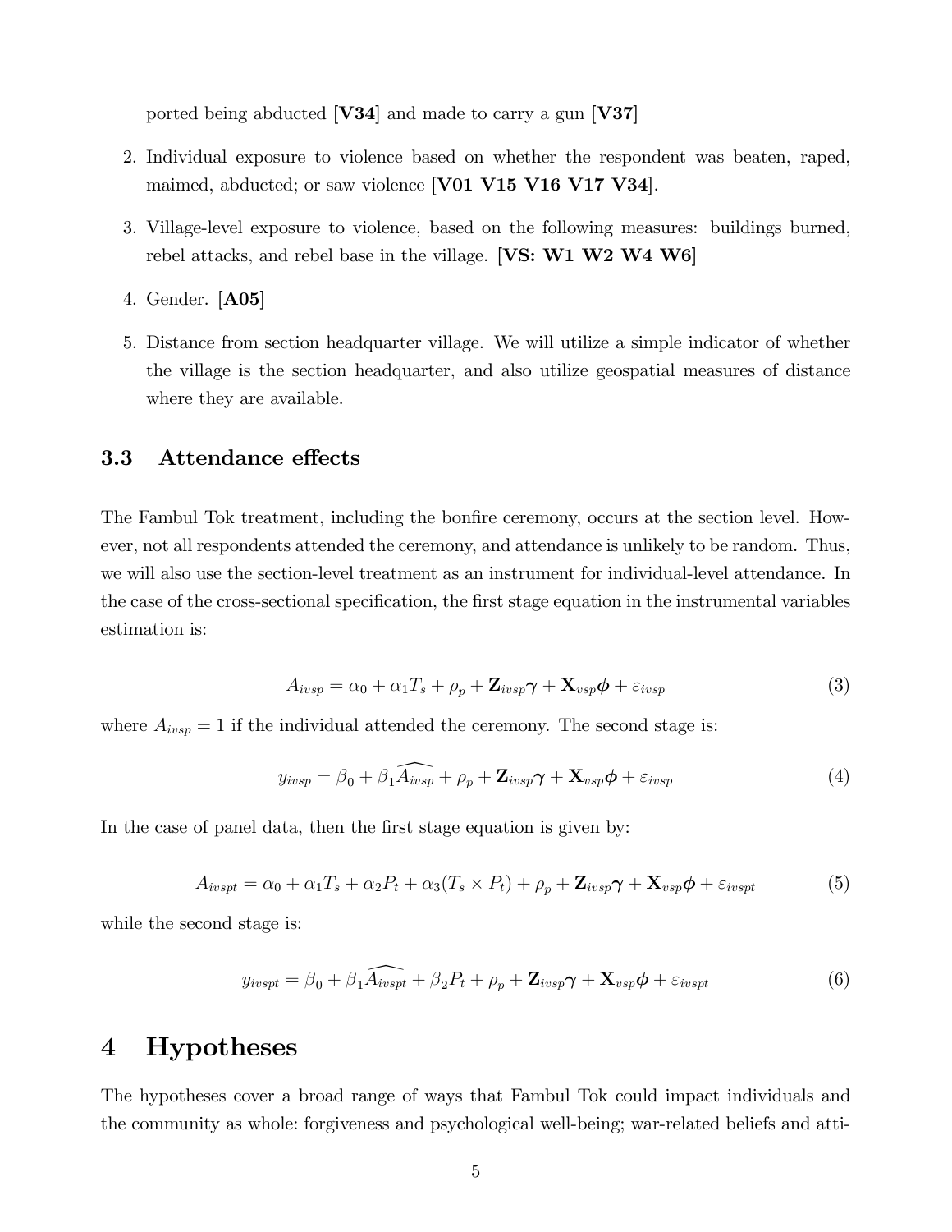ported being abducted **[V34]** and made to carry a gun **[V37]**

2. Individual exposure to violence based on whether the respondent was beaten, raped, maimed, abducted; or saw violence **[V01 V15 V16 V17 V34]**.
3. Village-level exposure to violence, based on the following measures: buildings burned, rebel attacks, and rebel base in the village. **[VS: W1 W2 W4 W6]**
4. Gender. **[A05]**
5. Distance from section headquarter village. We will utilize a simple indicator of whether the village is the section headquarter, and also utilize geospatial measures of distance where they are available.

### 3.3 Attendance effects

The Fambul Tok treatment, including the bonfire ceremony, occurs at the section level. However, not all respondents attended the ceremony, and attendance is unlikely to be random. Thus, we will also use the section-level treatment as an instrument for individual-level attendance. In the case of the cross-sectional specification, the first stage equation in the instrumental variables estimation is:

$$A_{ivsp} = \alpha_0 + \alpha_1 T_s + \rho_p + \mathbf{Z}_{ivsp}\boldsymbol{\gamma} + \mathbf{X}_{vsp}\boldsymbol{\phi} + \varepsilon_{ivsp} \tag{3}$$

where $A_{ivsp} = 1$ if the individual attended the ceremony. The second stage is:

$$y_{ivsp} = \beta_0 + \beta_1 \widehat{A_{ivsp}} + \rho_p + \mathbf{Z}_{ivsp}\boldsymbol{\gamma} + \mathbf{X}_{vsp}\boldsymbol{\phi} + \varepsilon_{ivsp} \tag{4}$$

In the case of panel data, then the first stage equation is given by:

$$A_{ivspt} = \alpha_0 + \alpha_1 T_s + \alpha_2 P_t + \alpha_3 (T_s \times P_t) + \rho_p + \mathbf{Z}_{ivsp}\boldsymbol{\gamma} + \mathbf{X}_{vsp}\boldsymbol{\phi} + \varepsilon_{ivspt} \tag{5}$$

while the second stage is:

$$y_{ivspt} = \beta_0 + \beta_1 \widehat{A_{ivspt}} + \beta_2 P_t + \rho_p + \mathbf{Z}_{ivsp}\boldsymbol{\gamma} + \mathbf{X}_{vsp}\boldsymbol{\phi} + \varepsilon_{ivspt} \tag{6}$$

# 4 Hypotheses

The hypotheses cover a broad range of ways that Fambul Tok could impact individuals and the community as whole: forgiveness and psychological well-being; war-related beliefs and atti-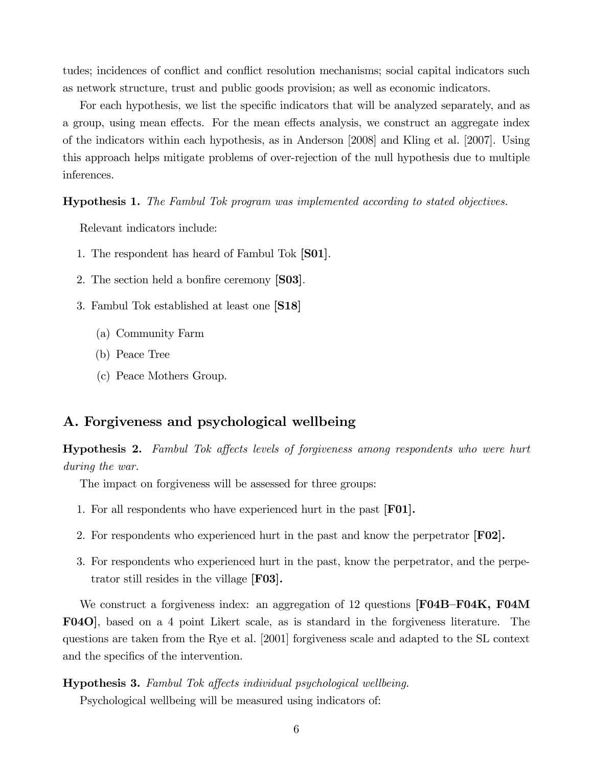tudes; incidences of conflict and conflict resolution mechanisms; social capital indicators such as network structure, trust and public goods provision; as well as economic indicators.

For each hypothesis, we list the specific indicators that will be analyzed separately, and as a group, using mean effects. For the mean effects analysis, we construct an aggregate index of the indicators within each hypothesis, as in Anderson [2008] and Kling et al. [2007]. Using this approach helps mitigate problems of over-rejection of the null hypothesis due to multiple inferences.

**Hypothesis 1.** *The Fambul Tok program was implemented according to stated objectives.*

Relevant indicators include:

1. The respondent has heard of Fambul Tok [**S01**].
2. The section held a bonfire ceremony [**S03**].
3. Fambul Tok established at least one [**S18**]
   (a) Community Farm
   (b) Peace Tree
   (c) Peace Mothers Group.

## A. Forgiveness and psychological wellbeing

**Hypothesis 2.** *Fambul Tok affects levels of forgiveness among respondents who were hurt during the war.*

The impact on forgiveness will be assessed for three groups:

1. For all respondents who have experienced hurt in the past [**F01**].
2. For respondents who experienced hurt in the past and know the perpetrator [**F02**].
3. For respondents who experienced hurt in the past, know the perpetrator, and the perpetrator still resides in the village [**F03**].

We construct a forgiveness index: an aggregation of 12 questions [**F04B–F04K, F04M F04O**], based on a 4 point Likert scale, as is standard in the forgiveness literature. The questions are taken from the Rye et al. [2001] forgiveness scale and adapted to the SL context and the specifics of the intervention.

**Hypothesis 3.** *Fambul Tok affects individual psychological wellbeing.*

Psychological wellbeing will be measured using indicators of: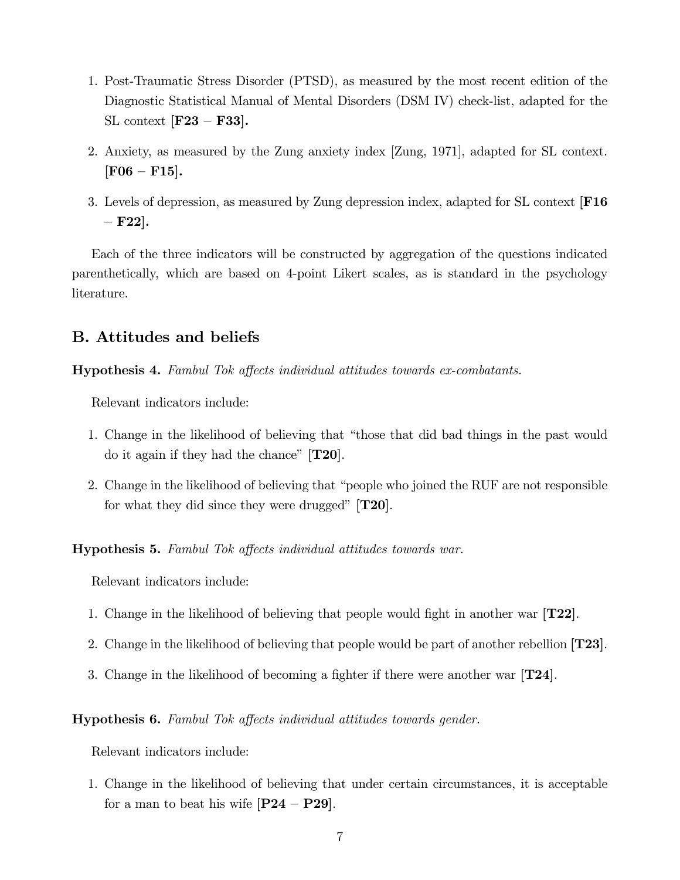1. Post-Traumatic Stress Disorder (PTSD), as measured by the most recent edition of the Diagnostic Statistical Manual of Mental Disorders (DSM IV) check-list, adapted for the SL context **[F23 – F33].**
2. Anxiety, as measured by the Zung anxiety index [Zung, 1971], adapted for SL context. **[F06 – F15].**
3. Levels of depression, as measured by Zung depression index, adapted for SL context **[F16 – F22].**

Each of the three indicators will be constructed by aggregation of the questions indicated parenthetically, which are based on 4-point Likert scales, as is standard in the psychology literature.

## B. Attitudes and beliefs

**Hypothesis 4.** *Fambul Tok affects individual attitudes towards ex-combatants.*

Relevant indicators include:

1. Change in the likelihood of believing that "those that did bad things in the past would do it again if they had the chance" [**T20**].
2. Change in the likelihood of believing that "people who joined the RUF are not responsible for what they did since they were drugged" [**T20**].

**Hypothesis 5.** *Fambul Tok affects individual attitudes towards war.*

Relevant indicators include:

1. Change in the likelihood of believing that people would fight in another war [**T22**].
2. Change in the likelihood of believing that people would be part of another rebellion [**T23**].
3. Change in the likelihood of becoming a fighter if there were another war [**T24**].

**Hypothesis 6.** *Fambul Tok affects individual attitudes towards gender.*

Relevant indicators include:

1. Change in the likelihood of believing that under certain circumstances, it is acceptable for a man to beat his wife [**P24 – P29**].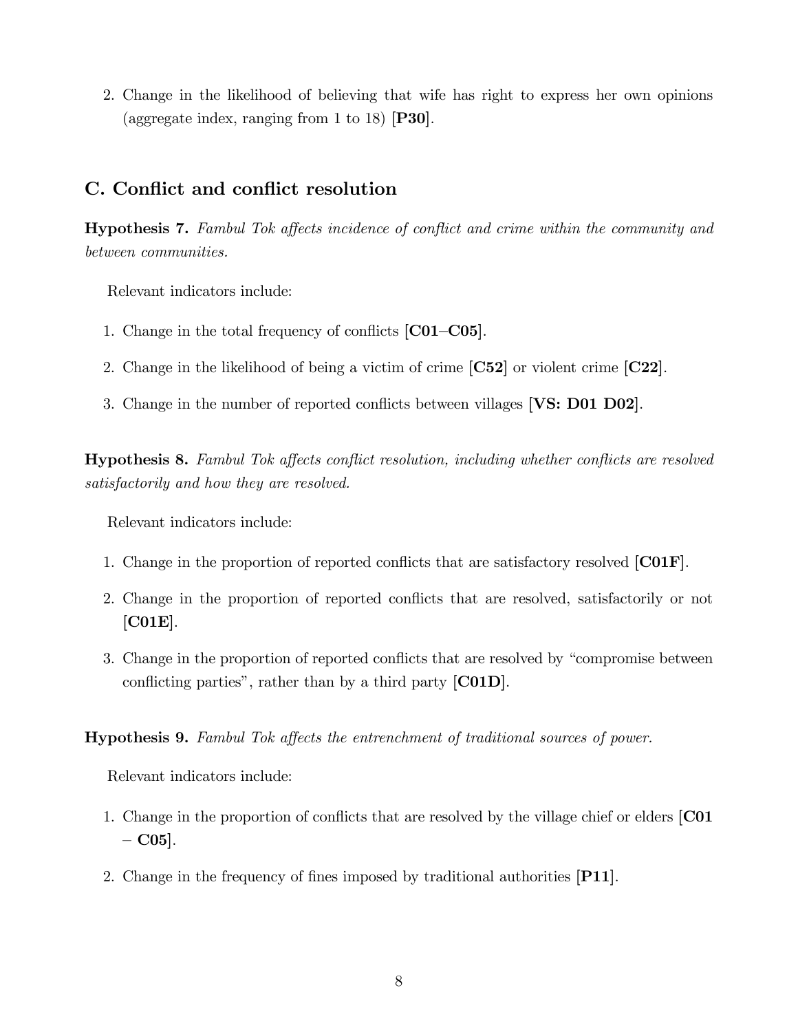2. Change in the likelihood of believing that wife has right to express her own opinions (aggregate index, ranging from 1 to 18) **[P30]**.

## C. Conflict and conflict resolution

**Hypothesis 7.** *Fambul Tok affects incidence of conflict and crime within the community and between communities.*

Relevant indicators include:

1. Change in the total frequency of conflicts **[C01–C05]**.
2. Change in the likelihood of being a victim of crime **[C52]** or violent crime **[C22]**.
3. Change in the number of reported conflicts between villages **[VS: D01 D02]**.

**Hypothesis 8.** *Fambul Tok affects conflict resolution, including whether conflicts are resolved satisfactorily and how they are resolved.*

Relevant indicators include:

1. Change in the proportion of reported conflicts that are satisfactory resolved **[C01F]**.
2. Change in the proportion of reported conflicts that are resolved, satisfactorily or not **[C01E]**.
3. Change in the proportion of reported conflicts that are resolved by "compromise between conflicting parties", rather than by a third party **[C01D]**.

**Hypothesis 9.** *Fambul Tok affects the entrenchment of traditional sources of power.*

Relevant indicators include:

1. Change in the proportion of conflicts that are resolved by the village chief or elders **[C01 – C05]**.
2. Change in the frequency of fines imposed by traditional authorities **[P11]**.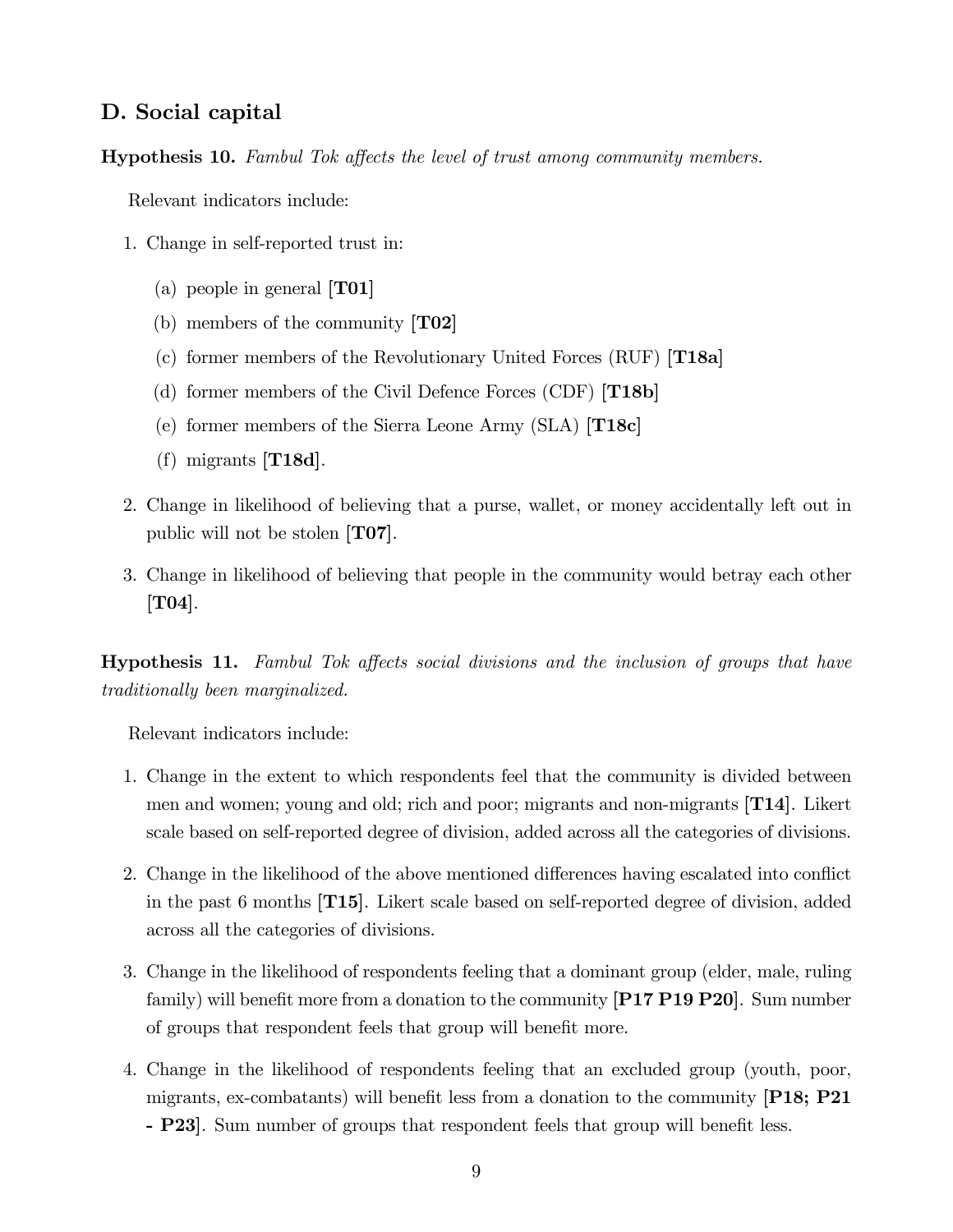## D. Social capital

**Hypothesis 10.** *Fambul Tok affects the level of trust among community members.*

Relevant indicators include:

1. Change in self-reported trust in:
   (a) people in general [**T01**]
   (b) members of the community [**T02**]
   (c) former members of the Revolutionary United Forces (RUF) [**T18a**]
   (d) former members of the Civil Defence Forces (CDF) [**T18b**]
   (e) former members of the Sierra Leone Army (SLA) [**T18c**]
   (f) migrants [**T18d**].
2. Change in likelihood of believing that a purse, wallet, or money accidentally left out in public will not be stolen [**T07**].
3. Change in likelihood of believing that people in the community would betray each other [**T04**].

**Hypothesis 11.** *Fambul Tok affects social divisions and the inclusion of groups that have traditionally been marginalized.*

Relevant indicators include:

1. Change in the extent to which respondents feel that the community is divided between men and women; young and old; rich and poor; migrants and non-migrants [**T14**]. Likert scale based on self-reported degree of division, added across all the categories of divisions.
2. Change in the likelihood of the above mentioned differences having escalated into conflict in the past 6 months [**T15**]. Likert scale based on self-reported degree of division, added across all the categories of divisions.
3. Change in the likelihood of respondents feeling that a dominant group (elder, male, ruling family) will benefit more from a donation to the community [**P17 P19 P20**]. Sum number of groups that respondent feels that group will benefit more.
4. Change in the likelihood of respondents feeling that an excluded group (youth, poor, migrants, ex-combatants) will benefit less from a donation to the community [**P18; P21 - P23**]. Sum number of groups that respondent feels that group will benefit less.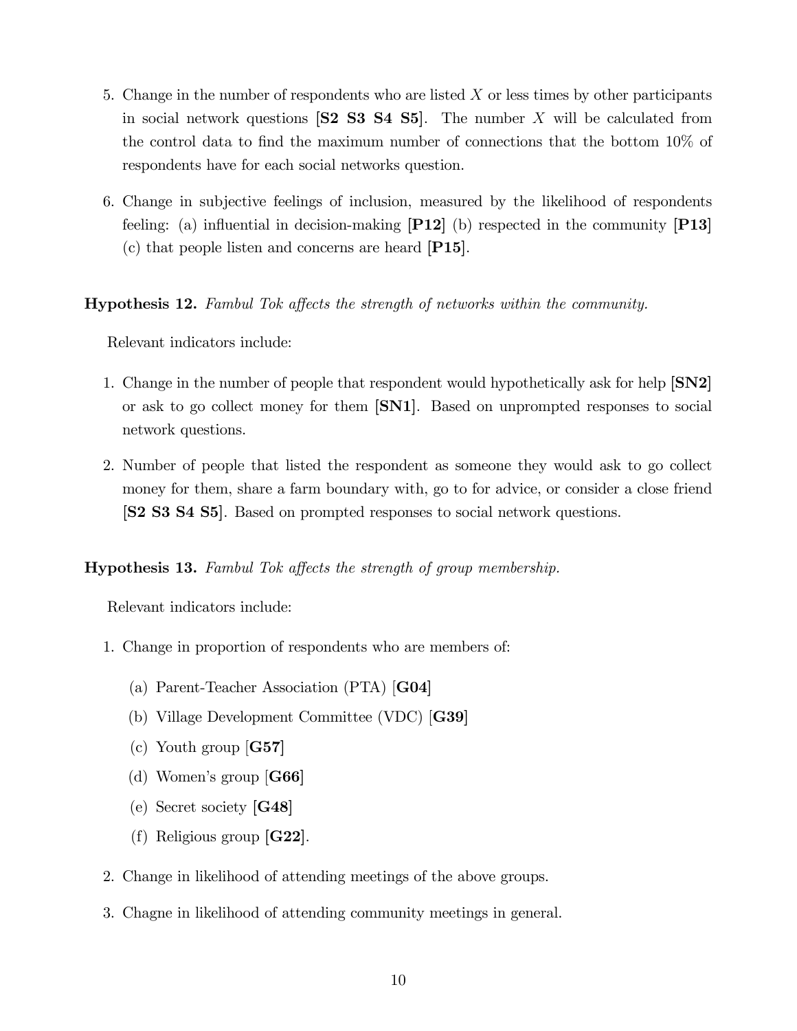5. Change in the number of respondents who are listed $X$ or less times by other participants in social network questions **[S2 S3 S4 S5]**. The number $X$ will be calculated from the control data to find the maximum number of connections that the bottom 10% of respondents have for each social networks question.

6. Change in subjective feelings of inclusion, measured by the likelihood of respondents feeling: (a) influential in decision-making **[P12]** (b) respected in the community **[P13]** (c) that people listen and concerns are heard **[P15]**.

**Hypothesis 12.** *Fambul Tok affects the strength of networks within the community.*

Relevant indicators include:

1. Change in the number of people that respondent would hypothetically ask for help **[SN2]** or ask to go collect money for them **[SN1]**. Based on unprompted responses to social network questions.

2. Number of people that listed the respondent as someone they would ask to go collect money for them, share a farm boundary with, go to for advice, or consider a close friend **[S2 S3 S4 S5]**. Based on prompted responses to social network questions.

**Hypothesis 13.** *Fambul Tok affects the strength of group membership.*

Relevant indicators include:

1. Change in proportion of respondents who are members of:

   (a) Parent-Teacher Association (PTA) [**G04**]

   (b) Village Development Committee (VDC) [**G39**]

   (c) Youth group [**G57**]

   (d) Women's group [**G66**]

   (e) Secret society [**G48**]

   (f) Religious group [**G22**].

2. Change in likelihood of attending meetings of the above groups.

3. Chagne in likelihood of attending community meetings in general.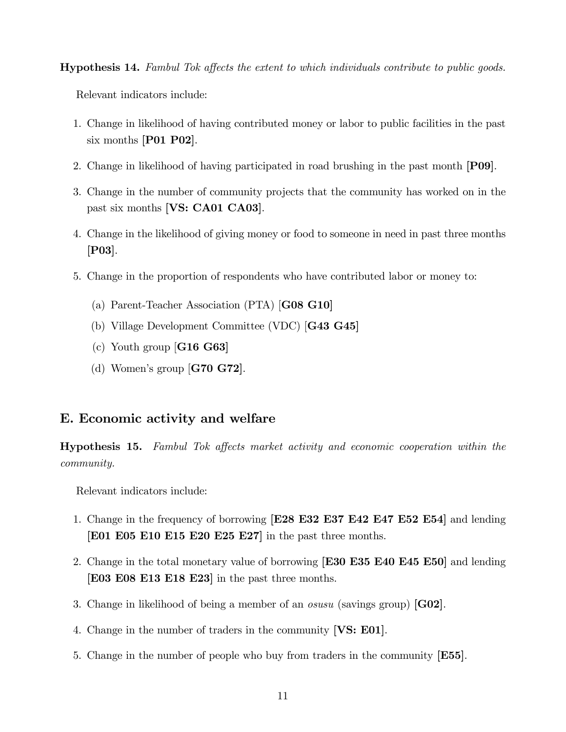**Hypothesis 14.** *Fambul Tok affects the extent to which individuals contribute to public goods.*

Relevant indicators include:

1. Change in likelihood of having contributed money or labor to public facilities in the past six months [**P01 P02**].

2. Change in likelihood of having participated in road brushing in the past month [**P09**].

3. Change in the number of community projects that the community has worked on in the past six months [**VS: CA01 CA03**].

4. Change in the likelihood of giving money or food to someone in need in past three months [**P03**].

5. Change in the proportion of respondents who have contributed labor or money to:

    (a) Parent-Teacher Association (PTA) [**G08 G10**]

    (b) Village Development Committee (VDC) [**G43 G45**]

    (c) Youth group [**G16 G63**]

    (d) Women's group [**G70 G72**].

## E. Economic activity and welfare

**Hypothesis 15.** *Fambul Tok affects market activity and economic cooperation within the community.*

Relevant indicators include:

1. Change in the frequency of borrowing [**E28 E32 E37 E42 E47 E52 E54**] and lending [**E01 E05 E10 E15 E20 E25 E27**] in the past three months.

2. Change in the total monetary value of borrowing [**E30 E35 E40 E45 E50**] and lending [**E03 E08 E13 E18 E23**] in the past three months.

3. Change in likelihood of being a member of an *osusu* (savings group) [**G02**].

4. Change in the number of traders in the community [**VS: E01**].

5. Change in the number of people who buy from traders in the community [**E55**].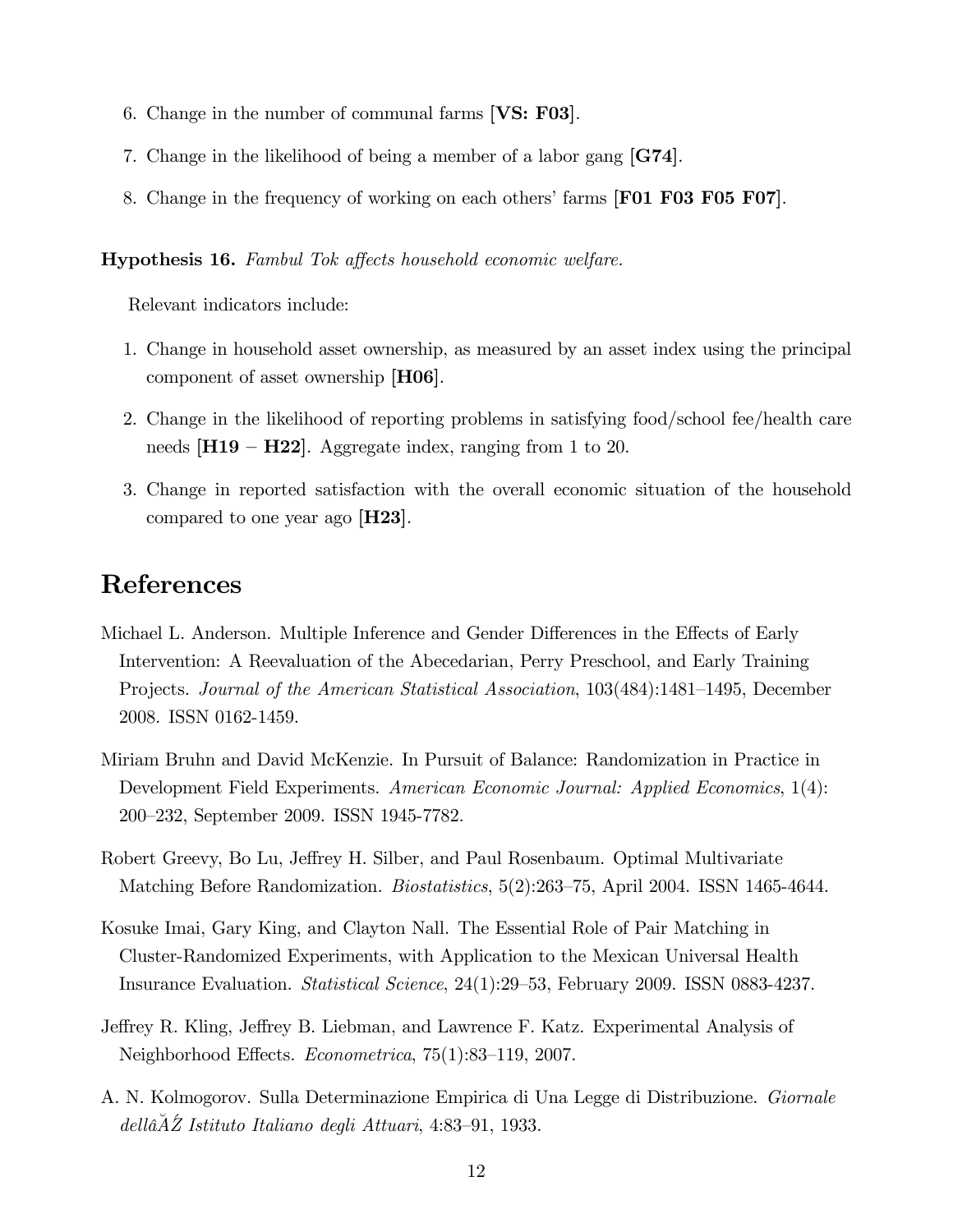6. Change in the number of communal farms [**VS: F03**].
7. Change in the likelihood of being a member of a labor gang [**G74**].
8. Change in the frequency of working on each others' farms [**F01 F03 F05 F07**].

**Hypothesis 16.** *Fambul Tok affects household economic welfare.*

Relevant indicators include:

1. Change in household asset ownership, as measured by an asset index using the principal component of asset ownership [**H06**].
2. Change in the likelihood of reporting problems in satisfying food/school fee/health care needs [**H19** − **H22**]. Aggregate index, ranging from 1 to 20.
3. Change in reported satisfaction with the overall economic situation of the household compared to one year ago [**H23**].

# References

Michael L. Anderson. Multiple Inference and Gender Differences in the Effects of Early Intervention: A Reevaluation of the Abecedarian, Perry Preschool, and Early Training Projects. *Journal of the American Statistical Association*, 103(484):1481–1495, December 2008. ISSN 0162-1459.

Miriam Bruhn and David McKenzie. In Pursuit of Balance: Randomization in Practice in Development Field Experiments. *American Economic Journal: Applied Economics*, 1(4): 200–232, September 2009. ISSN 1945-7782.

Robert Greevy, Bo Lu, Jeffrey H. Silber, and Paul Rosenbaum. Optimal Multivariate Matching Before Randomization. *Biostatistics*, 5(2):263–75, April 2004. ISSN 1465-4644.

Kosuke Imai, Gary King, and Clayton Nall. The Essential Role of Pair Matching in Cluster-Randomized Experiments, with Application to the Mexican Universal Health Insurance Evaluation. *Statistical Science*, 24(1):29–53, February 2009. ISSN 0883-4237.

Jeffrey R. Kling, Jeffrey B. Liebman, and Lawrence F. Katz. Experimental Analysis of Neighborhood Effects. *Econometrica*, 75(1):83–119, 2007.

A. N. Kolmogorov. Sulla Determinazione Empirica di Una Legge di Distribuzione. *Giornale dellâĂŹ Istituto Italiano degli Attuari*, 4:83–91, 1933.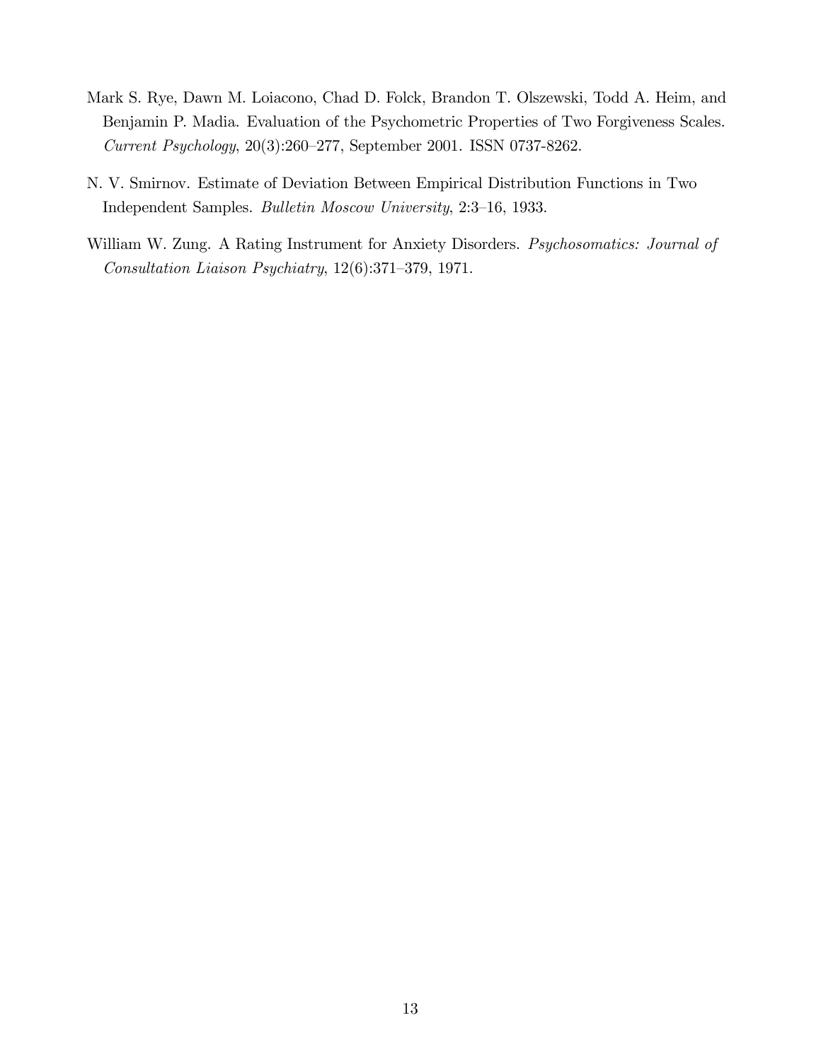Mark S. Rye, Dawn M. Loiacono, Chad D. Folck, Brandon T. Olszewski, Todd A. Heim, and Benjamin P. Madia. Evaluation of the Psychometric Properties of Two Forgiveness Scales. *Current Psychology*, 20(3):260–277, September 2001. ISSN 0737-8262.

N. V. Smirnov. Estimate of Deviation Between Empirical Distribution Functions in Two Independent Samples. *Bulletin Moscow University*, 2:3–16, 1933.

William W. Zung. A Rating Instrument for Anxiety Disorders. *Psychosomatics: Journal of Consultation Liaison Psychiatry*, 12(6):371–379, 1971.